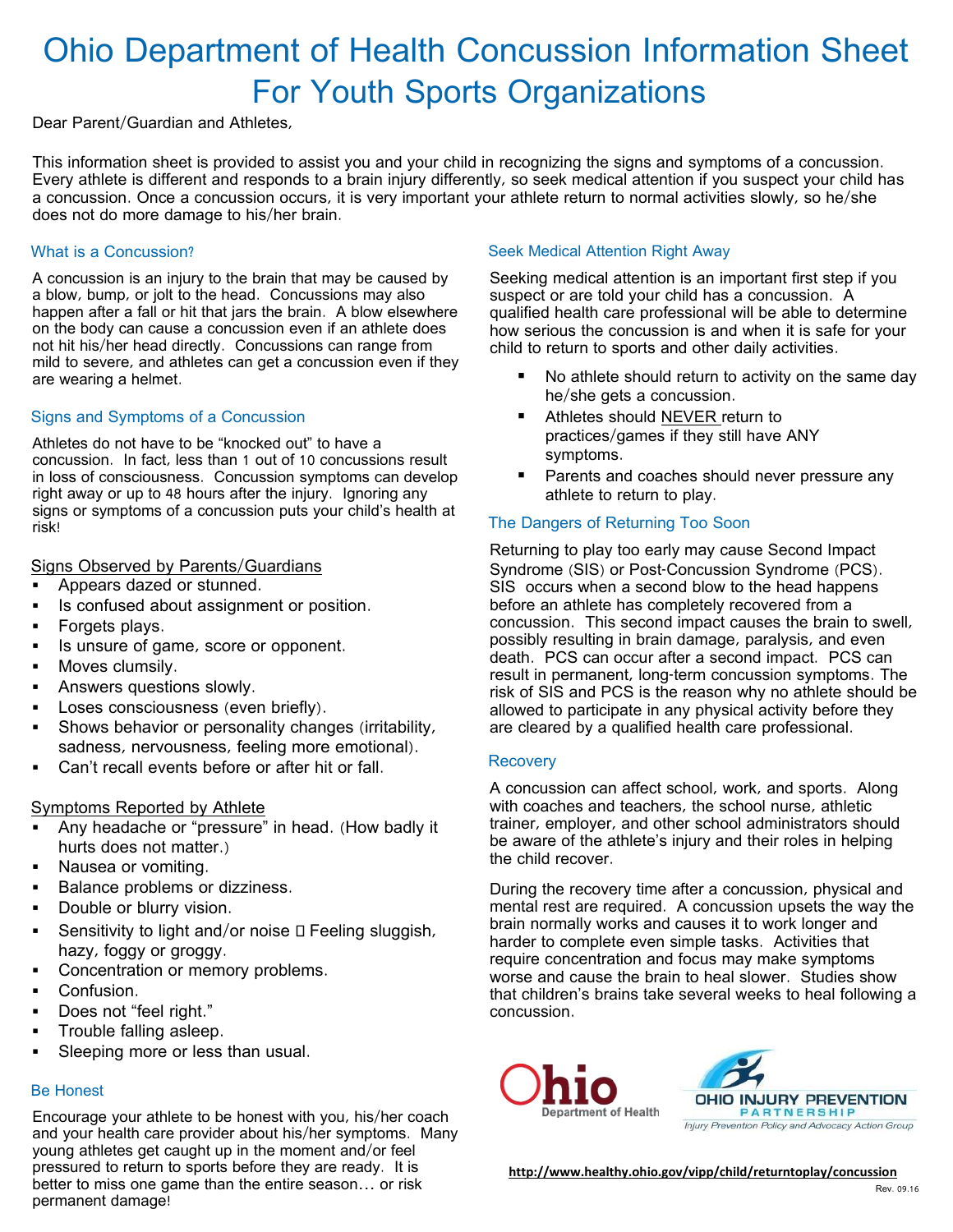# Ohio Department of Health Concussion Information Sheet For Youth Sports Organizations

Dear Parent/Guardian and Athletes,

This information sheet is provided to assist you and your child in recognizing the signs and symptoms of a concussion. Every athlete is different and responds to a brain injury differently, so seek medical attention if you suspect your child has a concussion. Once a concussion occurs, it is very important your athlete return to normal activities slowly, so he/she does not do more damage to his/her brain.

## What is a Concussion?

A concussion is an injury to the brain that may be caused by a blow, bump, or jolt to the head. Concussions may also happen after a fall or hit that jars the brain. A blow elsewhere on the body can cause a concussion even if an athlete does not hit his/her head directly. Concussions can range from mild to severe, and athletes can get a concussion even if they are wearing a helmet.

## Signs and Symptoms of a Concussion

Athletes do not have to be "knocked out" to have a concussion. In fact, less than 1 out of 10 concussions result in loss of consciousness. Concussion symptoms can develop right away or up to 48 hours after the injury. Ignoring any signs or symptoms of a concussion puts your child's health at risk!

### Signs Observed by Parents/Guardians

- Appears dazed or stunned.
- Is confused about assignment or position.
- Forgets plays.
- Is unsure of game, score or opponent.
- Moves clumsily.
- Answers questions slowly.
- Loses consciousness (even briefly).
- Shows behavior or personality changes (irritability, sadness, nervousness, feeling more emotional).
- Can't recall events before or after hit or fall.

### Symptoms Reported by Athlete

- Any headache or "pressure" in head. (How badly it hurts does not matter.)
- Nausea or vomiting.
- Balance problems or dizziness.
- Double or blurry vision.
- Sensitivity to light and/or noise  Feeling sluggish, hazy, foggy or groggy.
- Concentration or memory problems.
- Confusion.
- Does not "feel right."
- Trouble falling asleep.
- Sleeping more or less than usual.

## Be Honest

Encourage your athlete to be honest with you, his/her coach and your health care provider about his/her symptoms. Many young athletes get caught up in the moment and/or feel pressured to return to sports before they are ready. It is better to miss one game than the entire season… or risk permanent damage!

## Seek Medical Attention Right Away

Seeking medical attention is an important first step if you suspect or are told your child has a concussion. A qualified health care professional will be able to determine how serious the concussion is and when it is safe for your child to return to sports and other daily activities.

- No athlete should return to activity on the same day he/she gets a concussion.
- Athletes should NEVER return to practices/games if they still have ANY symptoms.
- Parents and coaches should never pressure any athlete to return to play.

## The Dangers of Returning Too Soon

Returning to play too early may cause Second Impact Syndrome (SIS) or Post-Concussion Syndrome (PCS). SIS occurs when a second blow to the head happens before an athlete has completely recovered from a concussion. This second impact causes the brain to swell, possibly resulting in brain damage, paralysis, and even death. PCS can occur after a second impact. PCS can result in permanent, long-term concussion symptoms. The risk of SIS and PCS is the reason why no athlete should be allowed to participate in any physical activity before they are cleared by a qualified health care professional.

## Recovery

A concussion can affect school, work, and sports. Along with coaches and teachers, the school nurse, athletic trainer, employer, and other school administrators should be aware of the athlete's injury and their roles in helping the child recover.

During the recovery time after a concussion, physical and mental rest are required. A concussion upsets the way the brain normally works and causes it to work longer and harder to complete even simple tasks. Activities that require concentration and focus may make symptoms worse and cause the brain to heal slower. Studies show that children's brains take several weeks to heal following a concussion.

Ohio Department of Health

OHIO INJURY PREVENTION PARTNERSHIP
Injury Prevention Policy and Advocacy Action Group

**http://www.healthy.ohio.gov/vipp/child/returntoplay/concussion**

Rev. 09.16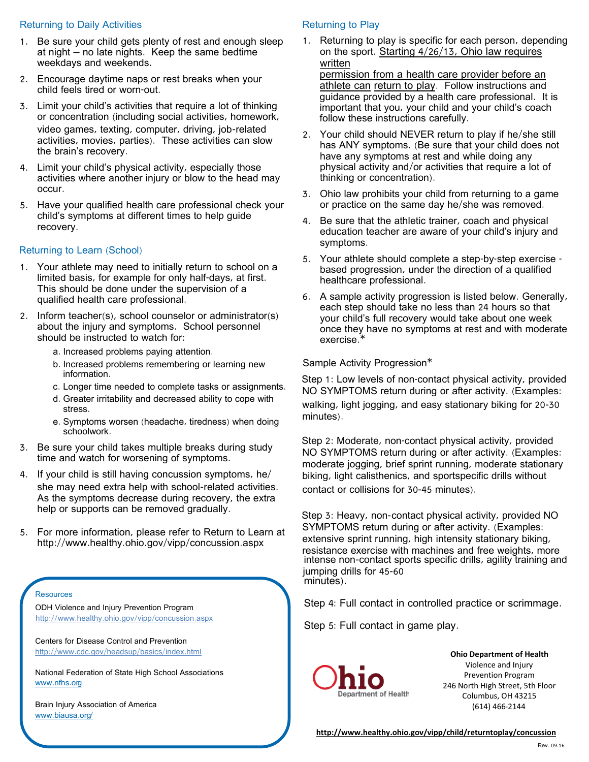## Returning to Daily Activities

1. Be sure your child gets plenty of rest and enough sleep at night – no late nights. Keep the same bedtime weekdays and weekends.
2. Encourage daytime naps or rest breaks when your child feels tired or worn-out.
3. Limit your child's activities that require a lot of thinking or concentration (including social activities, homework, video games, texting, computer, driving, job-related activities, movies, parties). These activities can slow the brain's recovery.
4. Limit your child's physical activity, especially those activities where another injury or blow to the head may occur.
5. Have your qualified health care professional check your child's symptoms at different times to help guide recovery.

## Returning to Learn (School)

1. Your athlete may need to initially return to school on a limited basis, for example for only half-days, at first. This should be done under the supervision of a qualified health care professional.
2. Inform teacher(s), school counselor or administrator(s) about the injury and symptoms. School personnel should be instructed to watch for:
   a. Increased problems paying attention.
   b. Increased problems remembering or learning new information.
   c. Longer time needed to complete tasks or assignments.
   d. Greater irritability and decreased ability to cope with stress.
   e. Symptoms worsen (headache, tiredness) when doing schoolwork.
3. Be sure your child takes multiple breaks during study time and watch for worsening of symptoms.
4. If your child is still having concussion symptoms, he/she may need extra help with school-related activities. As the symptoms decrease during recovery, the extra help or supports can be removed gradually.
5. For more information, please refer to Return to Learn at http://www.healthy.ohio.gov/vipp/concussion.aspx

### Resources

ODH Violence and Injury Prevention Program
http://www.healthy.ohio.gov/vipp/concussion.aspx

Centers for Disease Control and Prevention
http://www.cdc.gov/headsup/basics/index.html

National Federation of State High School Associations
www.nfhs.org

Brain Injury Association of America
www.biausa.org/

## Returning to Play

1. Returning to play is specific for each person, depending on the sport. Starting 4/26/13, Ohio law requires written permission from a health care provider before an athlete can return to play. Follow instructions and guidance provided by a health care professional. It is important that you, your child and your child's coach follow these instructions carefully.
2. Your child should NEVER return to play if he/she still has ANY symptoms. (Be sure that your child does not have any symptoms at rest and while doing any physical activity and/or activities that require a lot of thinking or concentration).
3. Ohio law prohibits your child from returning to a game or practice on the same day he/she was removed.
4. Be sure that the athletic trainer, coach and physical education teacher are aware of your child's injury and symptoms.
5. Your athlete should complete a step-by-step exercise - based progression, under the direction of a qualified healthcare professional.
6. A sample activity progression is listed below. Generally, each step should take no less than 24 hours so that your child's full recovery would take about one week once they have no symptoms at rest and with moderate exercise.*

### Sample Activity Progression*

Step 1: Low levels of non-contact physical activity, provided NO SYMPTOMS return during or after activity. (Examples: walking, light jogging, and easy stationary biking for 20-30 minutes).

Step 2: Moderate, non-contact physical activity, provided NO SYMPTOMS return during or after activity. (Examples: moderate jogging, brief sprint running, moderate stationary biking, light calisthenics, and sportspecific drills without contact or collisions for 30-45 minutes).

Step 3: Heavy, non-contact physical activity, provided NO SYMPTOMS return during or after activity. (Examples: extensive sprint running, high intensity stationary biking, resistance exercise with machines and free weights, more intense non-contact sports specific drills, agility training and jumping drills for 45-60 minutes).

Step 4: Full contact in controlled practice or scrimmage.

Step 5: Full contact in game play.

**Ohio Department of Health**
Violence and Injury Prevention Program
246 North High Street, 5th Floor
Columbus, OH 43215
(614) 466-2144

**http://www.healthy.ohio.gov/vipp/child/returntoplay/concussion**

Rev. 09.16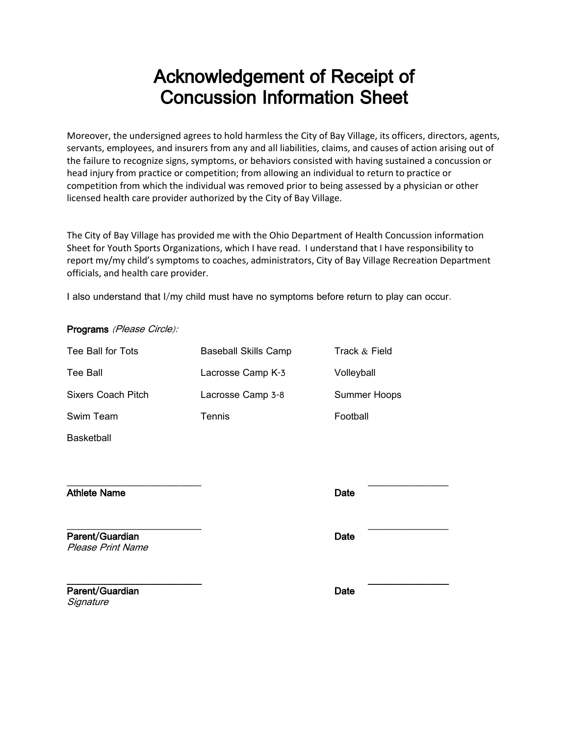// Acknowledgement of Receipt of Concussion Information Sheet

# Acknowledgement of Receipt of Concussion Information Sheet

Moreover, the undersigned agrees to hold harmless the City of Bay Village, its officers, directors, agents, servants, employees, and insurers from any and all liabilities, claims, and causes of action arising out of the failure to recognize signs, symptoms, or behaviors consisted with having sustained a concussion or head injury from practice or competition; from allowing an individual to return to practice or competition from which the individual was removed prior to being assessed by a physician or other licensed health care provider authorized by the City of Bay Village.

The City of Bay Village has provided me with the Ohio Department of Health Concussion information Sheet for Youth Sports Organizations, which I have read. I understand that I have responsibility to report my/my child's symptoms to coaches, administrators, City of Bay Village Recreation Department officials, and health care provider.

I also understand that I/my child must have no symptoms before return to play can occur.

**Programs** *(Please Circle):*

| | | |
|---|---|---|
| Tee Ball for Tots | Baseball Skills Camp | Track & Field |
| Tee Ball | Lacrosse Camp K-3 | Volleyball |
| Sixers Coach Pitch | Lacrosse Camp 3-8 | Summer Hoops |
| Swim Team | Tennis | Football |
| Basketball | | |

__________________________ __________________

**Athlete Name** **Date**

__________________________ __________________

**Parent/Guardian** **Date**
*Please Print Name*

__________________________ __________________

**Parent/Guardian** **Date**
*Signature*